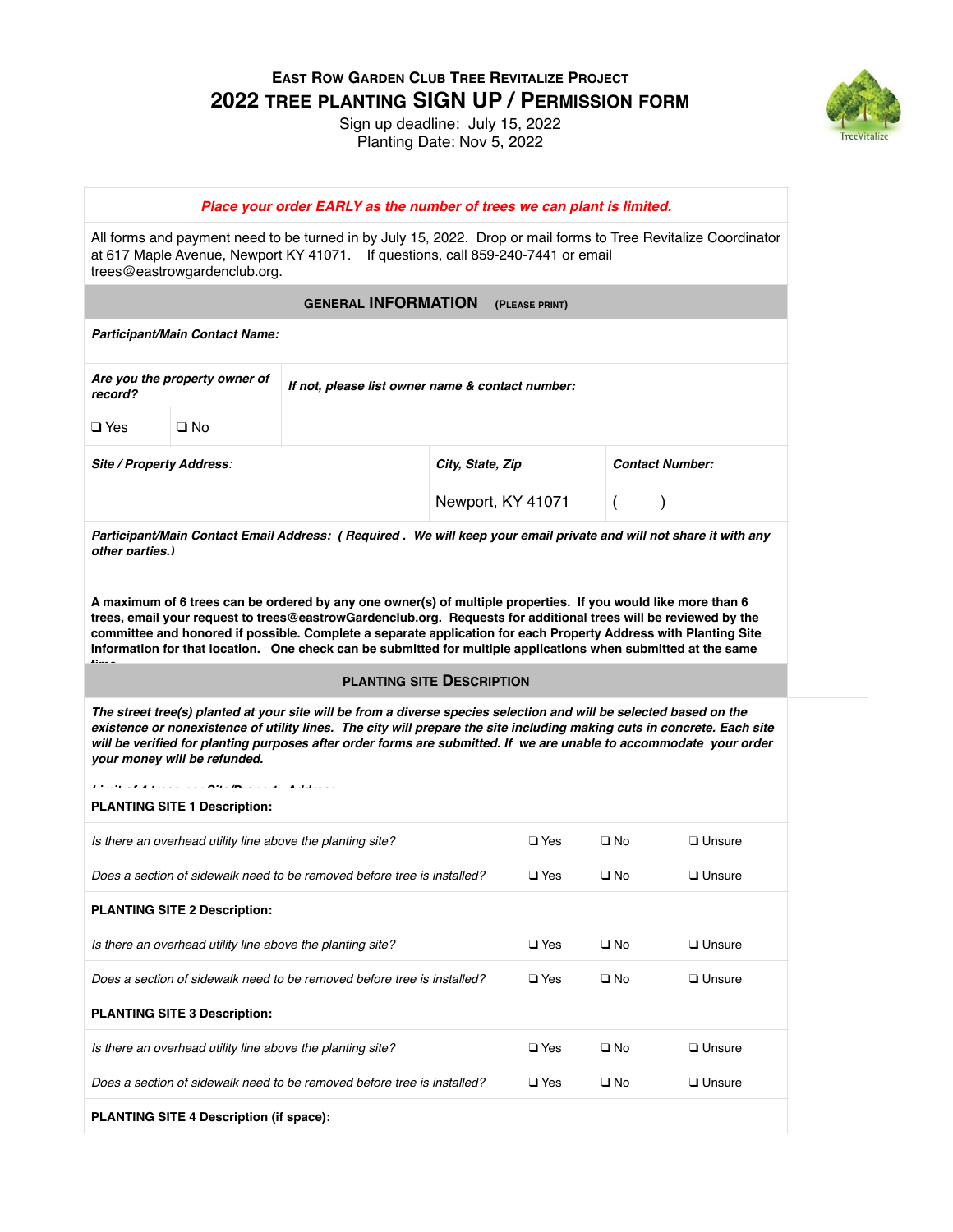# East Row Garden Club Tree Revitalize Project

## 2022 Tree Planting Sign Up / Permission Form

Sign up deadline: July 15, 2022
Planting Date: Nov 5, 2022

TreeVitalize

***Place your order EARLY as the number of trees we can plant is limited.***

All forms and payment need to be turned in by July 15, 2022. Drop or mail forms to Tree Revitalize Coordinator at 617 Maple Avenue, Newport KY 41071. If questions, call 859-240-7441 or email trees@eastrowgardenclub.org.

### General Information (Please Print)

***Participant/Main Contact Name:***

| ***Are you the property owner of record?*** | | ***If not, please list owner name & contact number:*** |
|---|---|---|
| ❑ Yes | ❑ No | |

| ***Site / Property Address:*** | ***City, State, Zip*** | ***Contact Number:*** |
|---|---|---|
| | Newport, KY 41071 | (     ) |

***Participant/Main Contact Email Address: ( Required . We will keep your email private and will not share it with any other parties.)***

**A maximum of 6 trees can be ordered by any one owner(s) of multiple properties. If you would like more than 6 trees, email your request to trees@eastrowGardenclub.org. Requests for additional trees will be reviewed by the committee and honored if possible. Complete a separate application for each Property Address with Planting Site information for that location. One check can be submitted for multiple applications when submitted at the same time.**

### Planting Site Description

***The street tree(s) planted at your site will be from a diverse species selection and will be selected based on the existence or nonexistence of utility lines. The city will prepare the site including making cuts in concrete. Each site will be verified for planting purposes after order forms are submitted. If we are unable to accommodate your order your money will be refunded.***

***Limit of 4 trees per Site/Property Address***

| **PLANTING SITE 1 Description:** | | | |
|---|---|---|---|
| *Is there an overhead utility line above the planting site?* | ❑ Yes | ❑ No | ❑ Unsure |
| *Does a section of sidewalk need to be removed before tree is installed?* | ❑ Yes | ❑ No | ❑ Unsure |
| **PLANTING SITE 2 Description:** | | | |
| *Is there an overhead utility line above the planting site?* | ❑ Yes | ❑ No | ❑ Unsure |
| *Does a section of sidewalk need to be removed before tree is installed?* | ❑ Yes | ❑ No | ❑ Unsure |
| **PLANTING SITE 3 Description:** | | | |
| *Is there an overhead utility line above the planting site?* | ❑ Yes | ❑ No | ❑ Unsure |
| *Does a section of sidewalk need to be removed before tree is installed?* | ❑ Yes | ❑ No | ❑ Unsure |
| **PLANTING SITE 4 Description (if space):** | | | |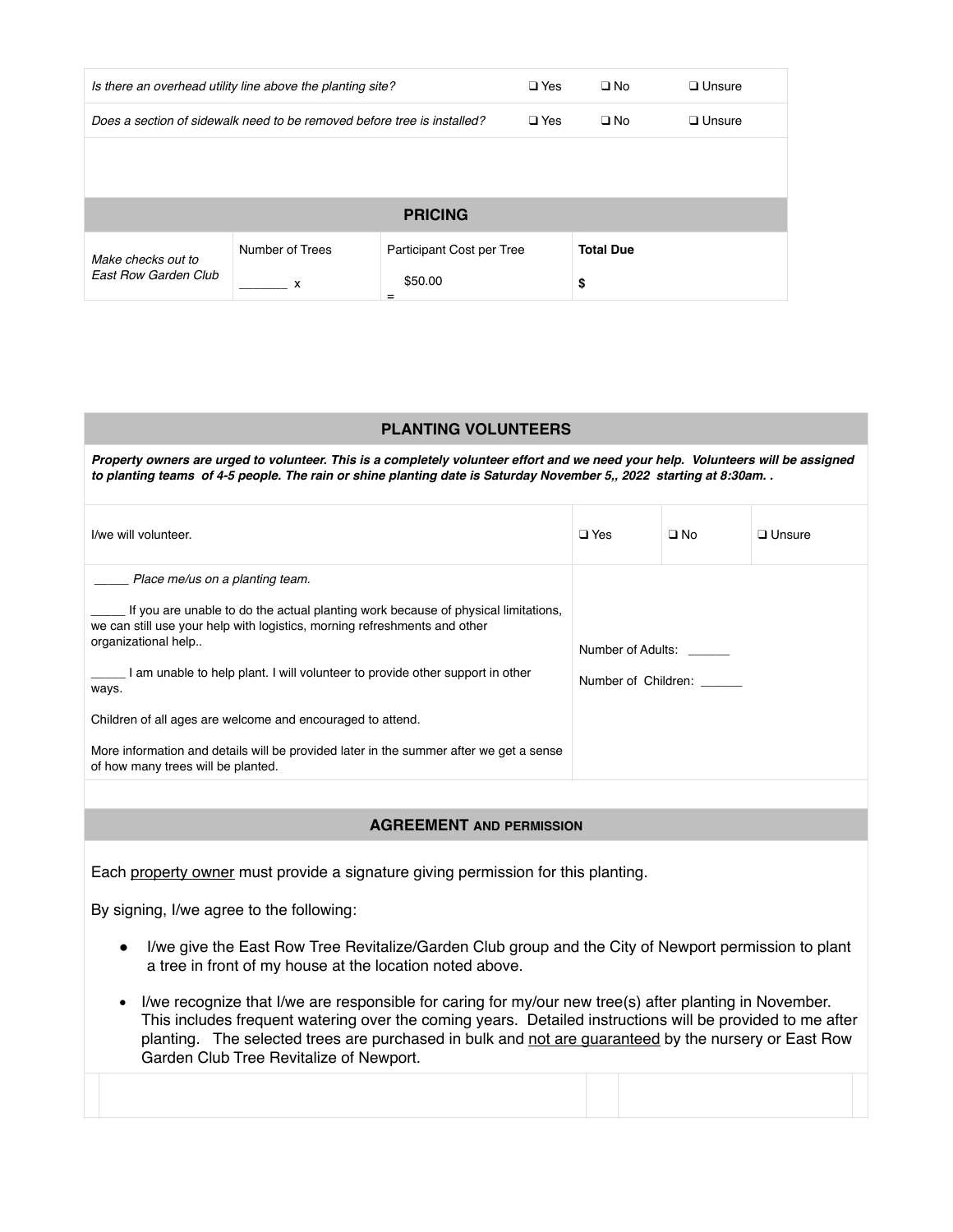| | | | |
|---|---|---|---|
| *Is there an overhead utility line above the planting site?* | ❑ Yes | ❑ No | ❑ Unsure |
| *Does a section of sidewalk need to be removed before tree is installed?* | ❑ Yes | ❑ No | ❑ Unsure |

## PRICING

| *Make checks out to East Row Garden Club* | Number of Trees | Participant Cost per Tree | **Total Due** |
|---|---|---|---|
| | _______ x | $50.00 = | **$** |

## PLANTING VOLUNTEERS

***Property owners are urged to volunteer. This is a completely volunteer effort and we need your help. Volunteers will be assigned to planting teams of 4-5 people. The rain or shine planting date is Saturday November 5,, 2022 starting at 8:30am. .***

| | | | |
|---|---|---|---|
| I/we will volunteer. | ❑ Yes | ❑ No | ❑ Unsure |

_____ *Place me/us on a planting team.*

_____ If you are unable to do the actual planting work because of physical limitations, we can still use your help with logistics, morning refreshments and other organizational help..

_____ I am unable to help plant. I will volunteer to provide other support in other ways.

Children of all ages are welcome and encouraged to attend.

More information and details will be provided later in the summer after we get a sense of how many trees will be planted.

Number of Adults: ______

Number of Children: ______

## AGREEMENT AND PERMISSION

Each property owner must provide a signature giving permission for this planting.

By signing, I/we agree to the following:

- I/we give the East Row Tree Revitalize/Garden Club group and the City of Newport permission to plant a tree in front of my house at the location noted above.
- I/we recognize that I/we are responsible for caring for my/our new tree(s) after planting in November. This includes frequent watering over the coming years. Detailed instructions will be provided to me after planting. The selected trees are purchased in bulk and not are guaranteed by the nursery or East Row Garden Club Tree Revitalize of Newport.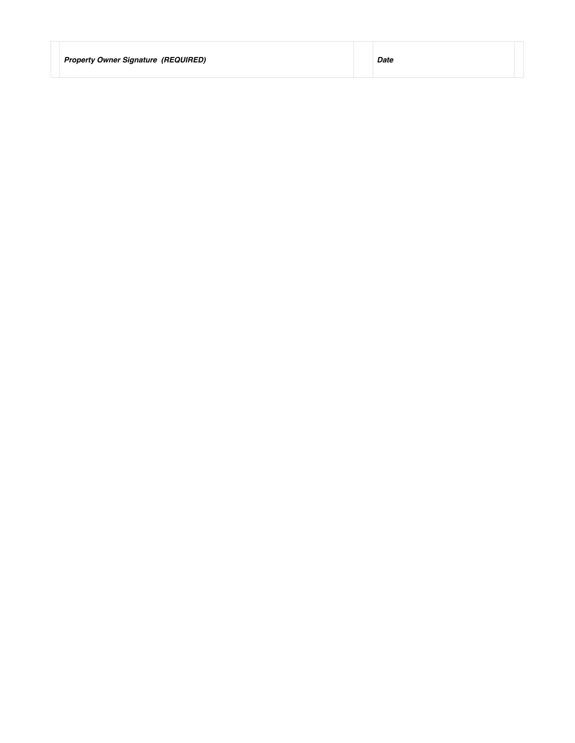| | | | | | |
|---|---|---|---|---|---|
| | ***Property Owner Signature (REQUIRED)*** | | ***Date*** | | |